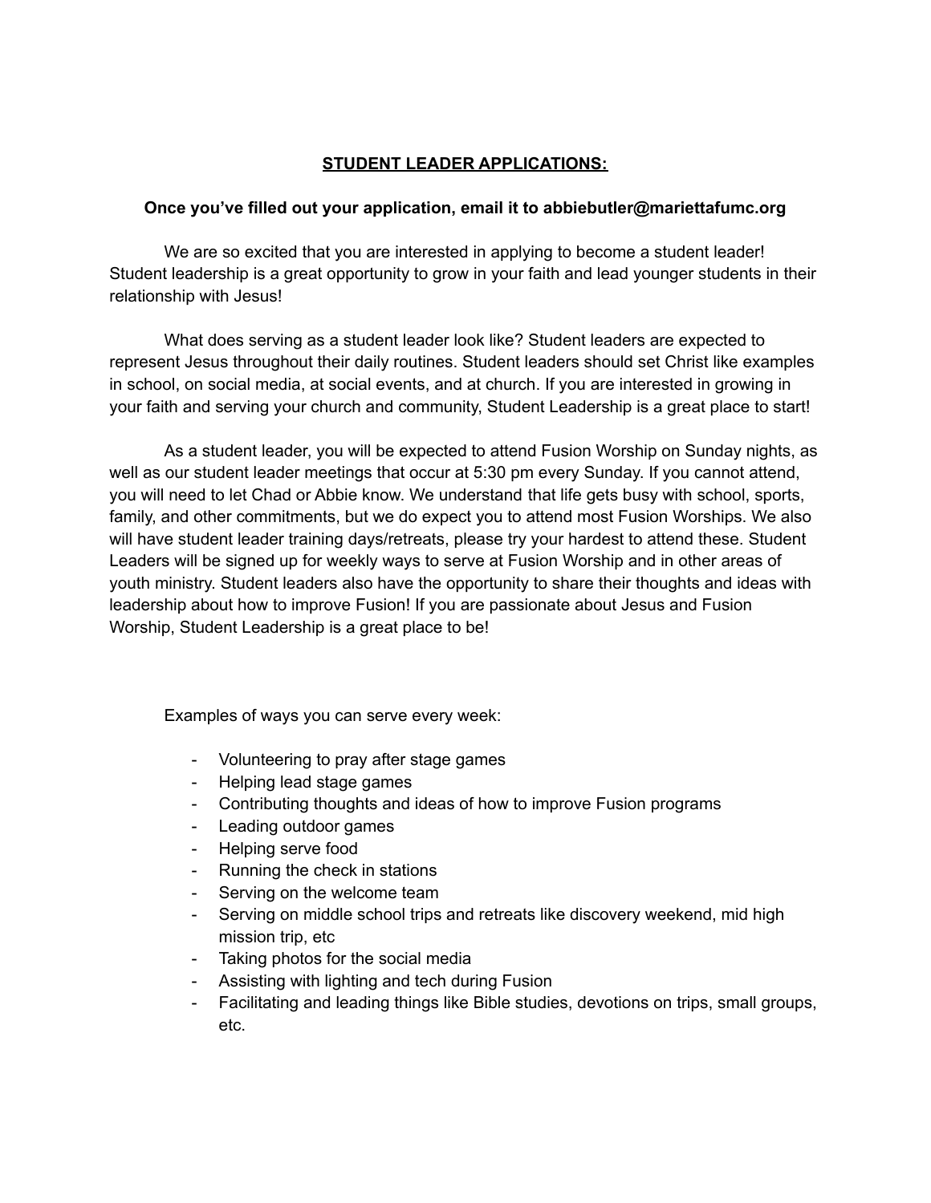# <u>STUDENT LEADER APPLICATIONS:</u>

**Once you've filled out your application, email it to abbiebutler@mariettafumc.org**

We are so excited that you are interested in applying to become a student leader! Student leadership is a great opportunity to grow in your faith and lead younger students in their relationship with Jesus!

What does serving as a student leader look like? Student leaders are expected to represent Jesus throughout their daily routines. Student leaders should set Christ like examples in school, on social media, at social events, and at church. If you are interested in growing in your faith and serving your church and community, Student Leadership is a great place to start!

As a student leader, you will be expected to attend Fusion Worship on Sunday nights, as well as our student leader meetings that occur at 5:30 pm every Sunday. If you cannot attend, you will need to let Chad or Abbie know. We understand that life gets busy with school, sports, family, and other commitments, but we do expect you to attend most Fusion Worships. We also will have student leader training days/retreats, please try your hardest to attend these. Student Leaders will be signed up for weekly ways to serve at Fusion Worship and in other areas of youth ministry. Student leaders also have the opportunity to share their thoughts and ideas with leadership about how to improve Fusion! If you are passionate about Jesus and Fusion Worship, Student Leadership is a great place to be!

Examples of ways you can serve every week:

- Volunteering to pray after stage games
- Helping lead stage games
- Contributing thoughts and ideas of how to improve Fusion programs
- Leading outdoor games
- Helping serve food
- Running the check in stations
- Serving on the welcome team
- Serving on middle school trips and retreats like discovery weekend, mid high mission trip, etc
- Taking photos for the social media
- Assisting with lighting and tech during Fusion
- Facilitating and leading things like Bible studies, devotions on trips, small groups, etc.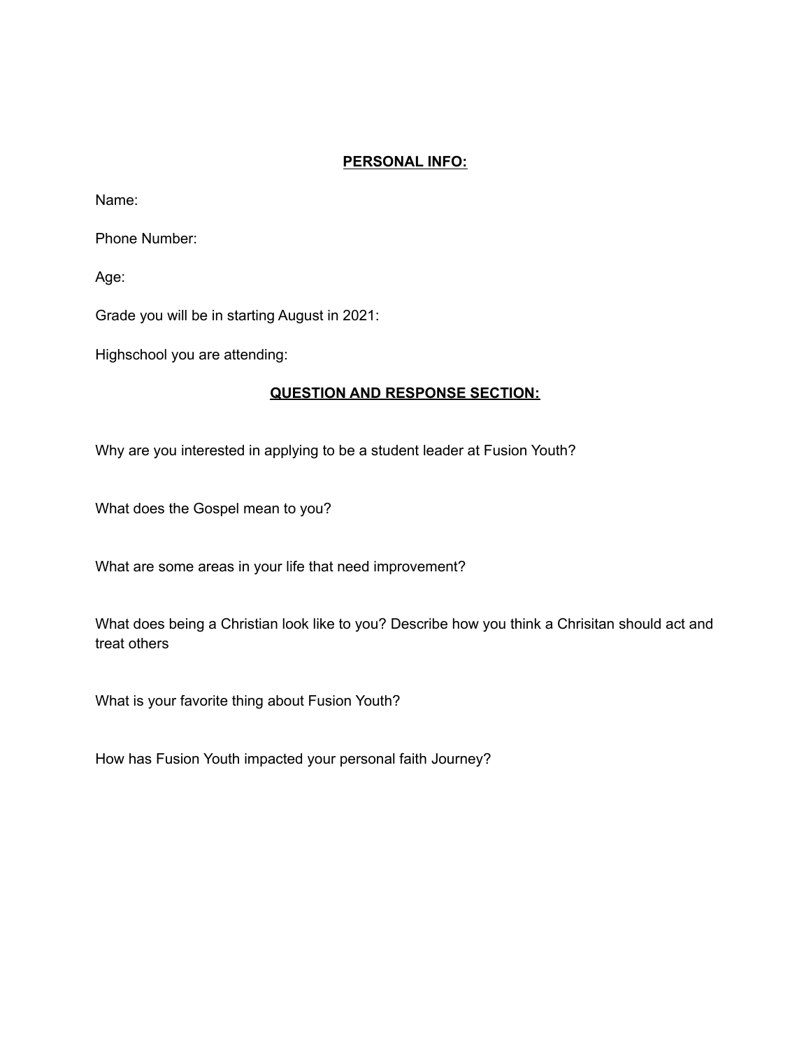**PERSONAL INFO:**

Name:

Phone Number:

Age:

Grade you will be in starting August in 2021:

Highschool you are attending:

**QUESTION AND RESPONSE SECTION:**

Why are you interested in applying to be a student leader at Fusion Youth?

What does the Gospel mean to you?

What are some areas in your life that need improvement?

What does being a Christian look like to you? Describe how you think a Chrisitan should act and treat others

What is your favorite thing about Fusion Youth?

How has Fusion Youth impacted your personal faith Journey?